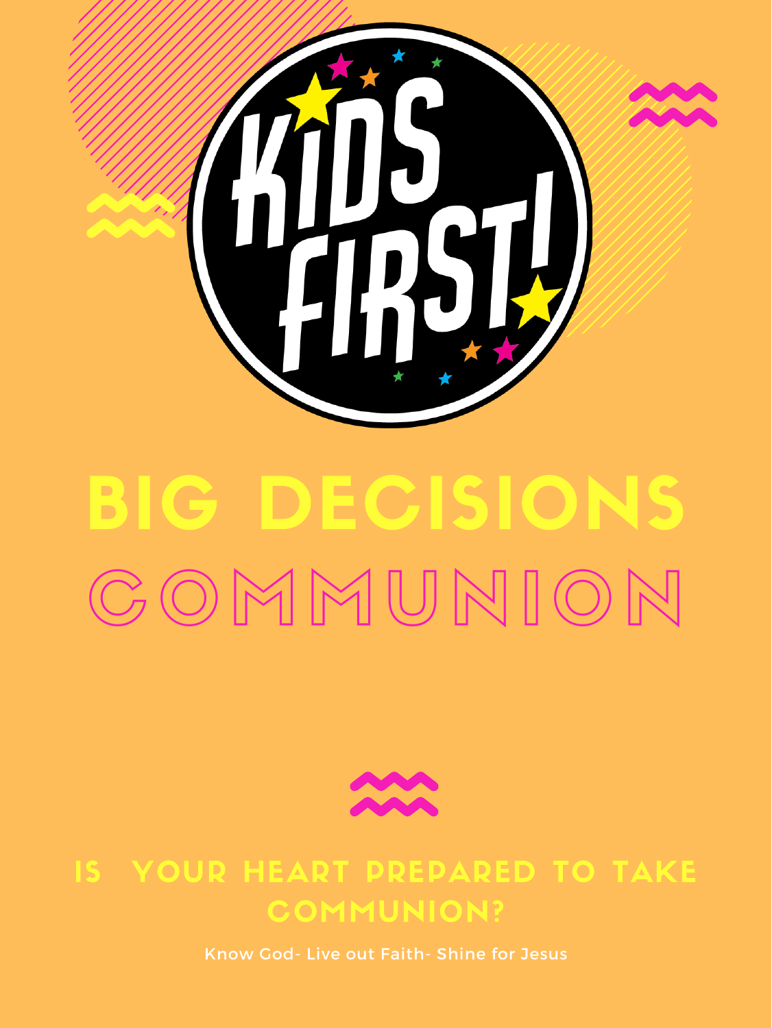# KIDS FIRST!

# BIG DECISIONS

## COMMUNION

### IS YOUR HEART PREPARED TO TAKE COMMUNION?

Know God- Live out Faith- Shine for Jesus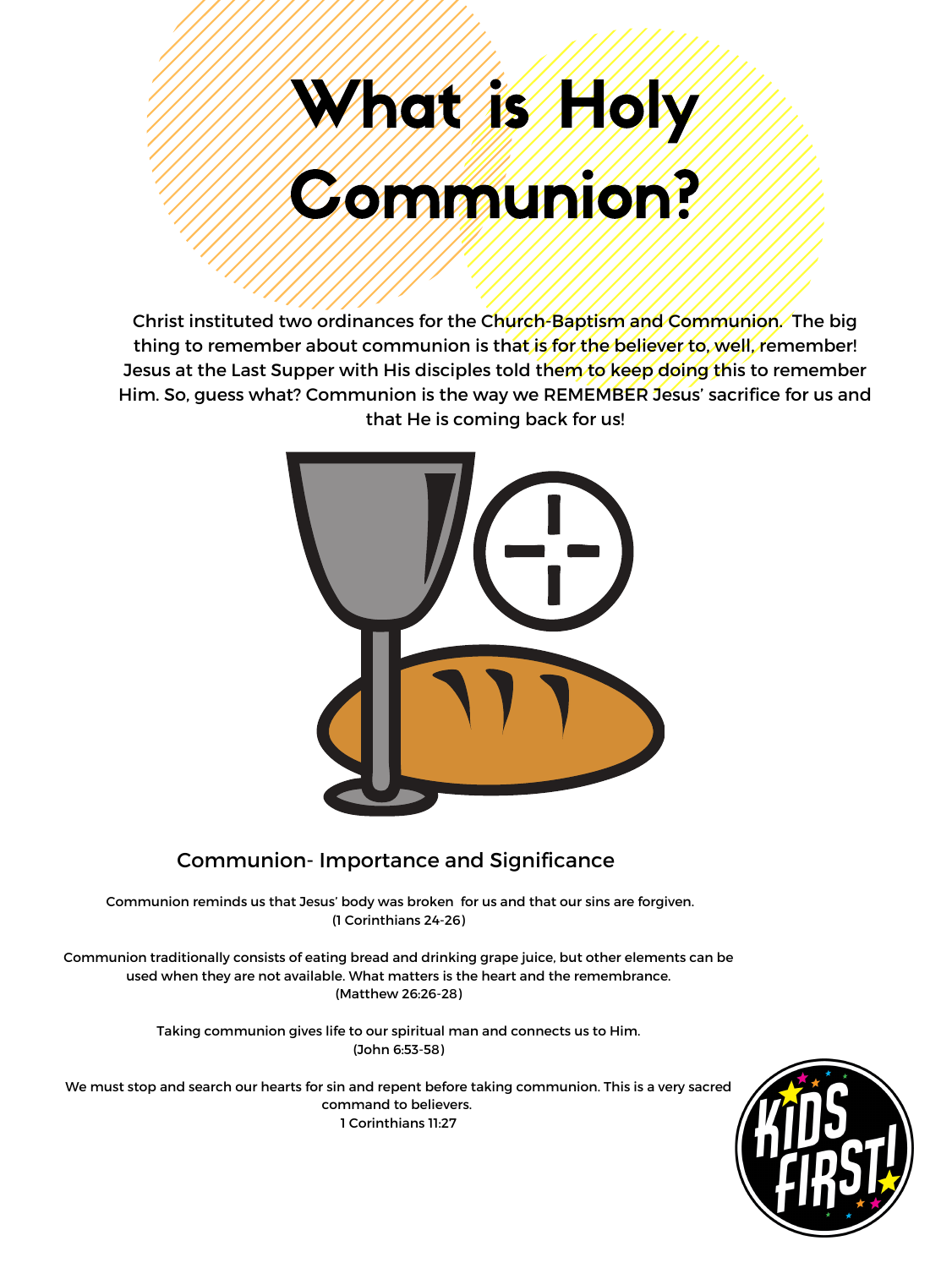# What is Holy Communion?

Christ instituted two ordinances for the Church-Baptism and Communion. The big thing to remember about communion is that is for the believer to, well, remember! Jesus at the Last Supper with His disciples told them to keep doing this to remember Him. So, guess what? Communion is the way we REMEMBER Jesus' sacrifice for us and that He is coming back for us!

## Communion- Importance and Significance

Communion reminds us that Jesus' body was broken for us and that our sins are forgiven.
(1 Corinthians 24-26)

Communion traditionally consists of eating bread and drinking grape juice, but other elements can be used when they are not available. What matters is the heart and the remembrance.
(Matthew 26:26-28)

Taking communion gives life to our spiritual man and connects us to Him.
(John 6:53-58)

We must stop and search our hearts for sin and repent before taking communion. This is a very sacred command to believers.
1 Corinthians 11:27

KIDS FIRST!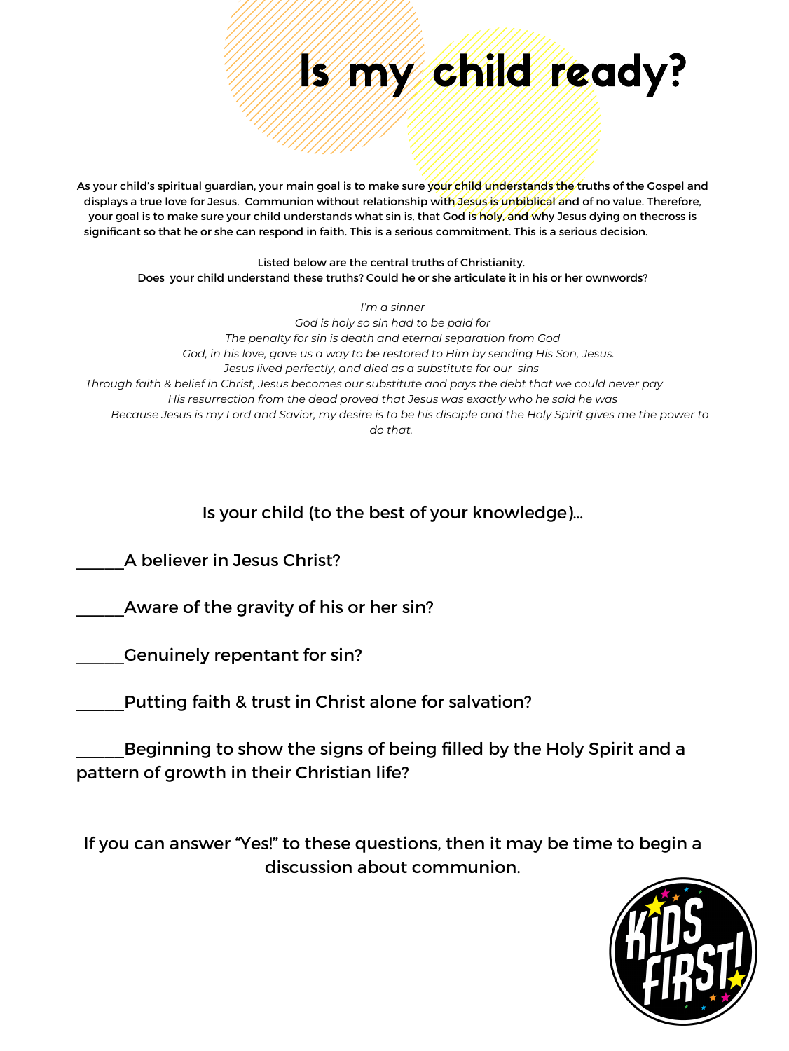# Is my child ready?

As your child's spiritual guardian, your main goal is to make sure your child understands the truths of the Gospel and displays a true love for Jesus. Communion without relationship with Jesus is unbiblical and of no value. Therefore, your goal is to make sure your child understands what sin is, that God is holy, and why Jesus dying on thecross is significant so that he or she can respond in faith. This is a serious commitment. This is a serious decision.

Listed below are the central truths of Christianity.
Does your child understand these truths? Could he or she articulate it in his or her ownwords?

*I'm a sinner*
*God is holy so sin had to be paid for*
*The penalty for sin is death and eternal separation from God*
*God, in his love, gave us a way to be restored to Him by sending His Son, Jesus.*
*Jesus lived perfectly, and died as a substitute for our sins*
*Through faith & belief in Christ, Jesus becomes our substitute and pays the debt that we could never pay*
*His resurrection from the dead proved that Jesus was exactly who he said he was*
*Because Jesus is my Lord and Savior, my desire is to be his disciple and the Holy Spirit gives me the power to do that.*

Is your child (to the best of your knowledge)...

______A believer in Jesus Christ?

______Aware of the gravity of his or her sin?

______Genuinely repentant for sin?

______Putting faith & trust in Christ alone for salvation?

______Beginning to show the signs of being filled by the Holy Spirit and a pattern of growth in their Christian life?

If you can answer "Yes!" to these questions, then it may be time to begin a discussion about communion.

KIDS FIRST!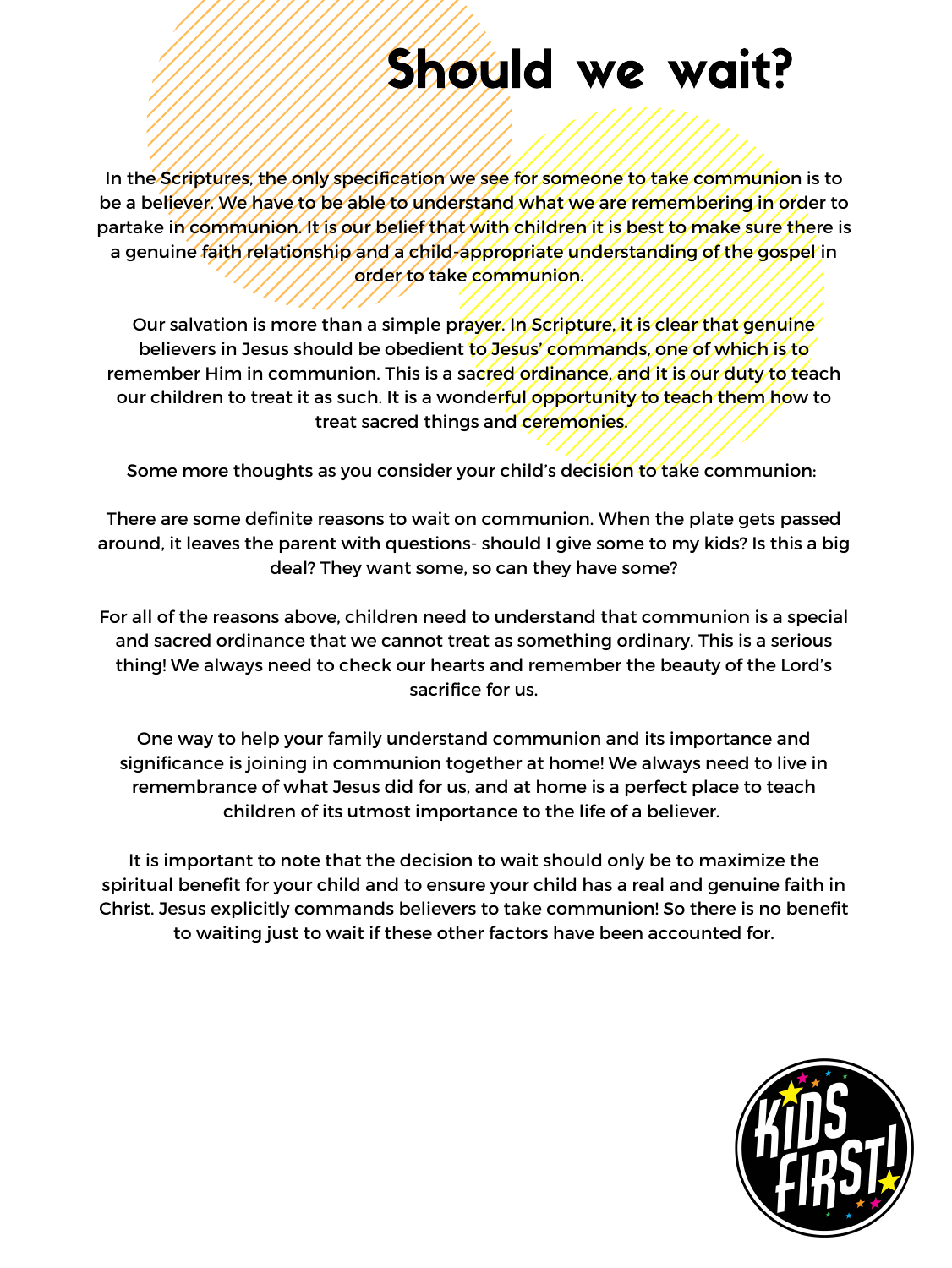# Should we wait?

In the Scriptures, the only specification we see for someone to take communion is to be a believer. We have to be able to understand what we are remembering in order to partake in communion. It is our belief that with children it is best to make sure there is a genuine faith relationship and a child-appropriate understanding of the gospel in order to take communion.

Our salvation is more than a simple prayer. In Scripture, it is clear that genuine believers in Jesus should be obedient to Jesus' commands, one of which is to remember Him in communion. This is a sacred ordinance, and it is our duty to teach our children to treat it as such. It is a wonderful opportunity to teach them how to treat sacred things and ceremonies.

Some more thoughts as you consider your child's decision to take communion:

There are some definite reasons to wait on communion. When the plate gets passed around, it leaves the parent with questions- should I give some to my kids? Is this a big deal? They want some, so can they have some?

For all of the reasons above, children need to understand that communion is a special and sacred ordinance that we cannot treat as something ordinary. This is a serious thing! We always need to check our hearts and remember the beauty of the Lord's sacrifice for us.

One way to help your family understand communion and its importance and significance is joining in communion together at home! We always need to live in remembrance of what Jesus did for us, and at home is a perfect place to teach children of its utmost importance to the life of a believer.

It is important to note that the decision to wait should only be to maximize the spiritual benefit for your child and to ensure your child has a real and genuine faith in Christ. Jesus explicitly commands believers to take communion! So there is no benefit to waiting just to wait if these other factors have been accounted for.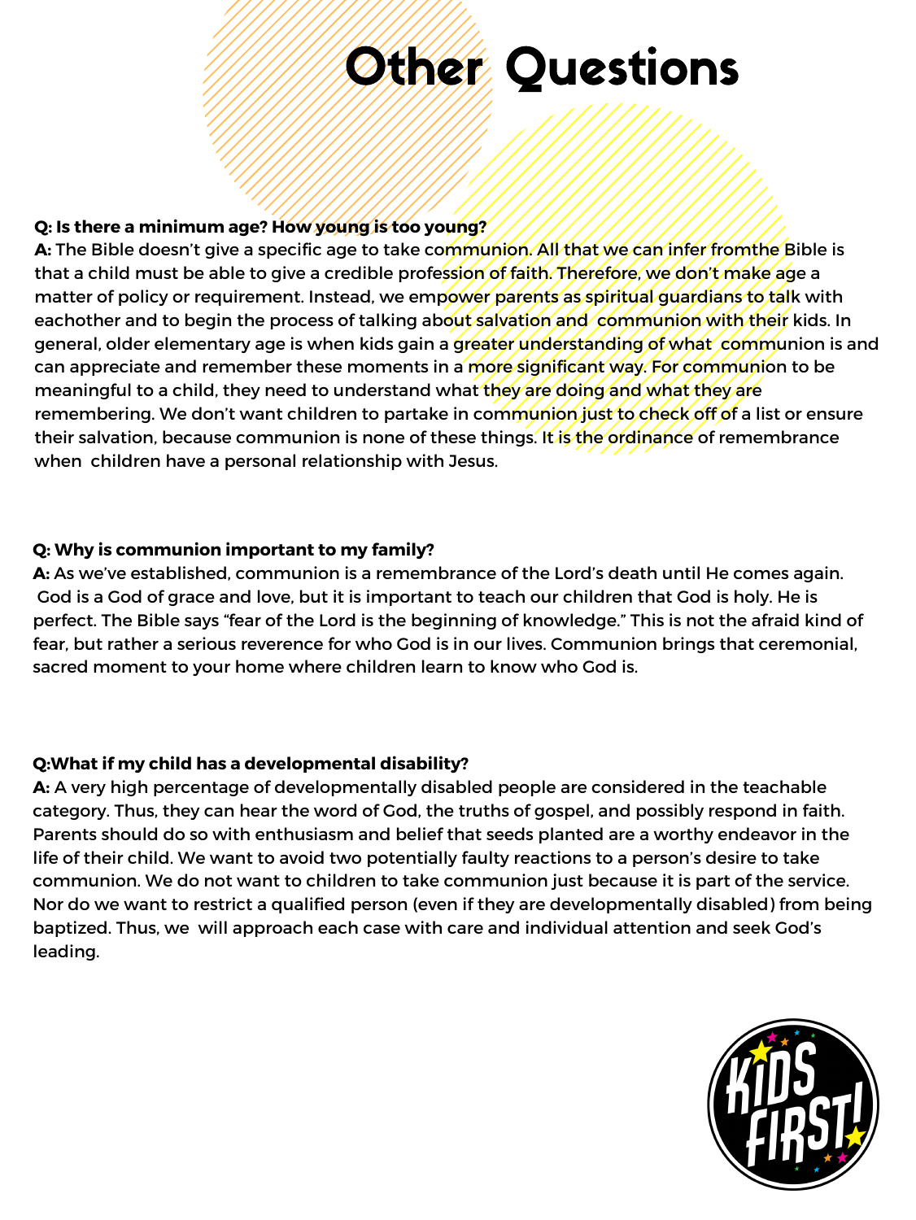# Other Questions

**Q: Is there a minimum age? How young is too young?**
**A:** The Bible doesn't give a specific age to take communion. All that we can infer fromthe Bible is that a child must be able to give a credible profession of faith. Therefore, we don't make age a matter of policy or requirement. Instead, we empower parents as spiritual guardians to talk with eachother and to begin the process of talking about salvation and communion with their kids. In general, older elementary age is when kids gain a greater understanding of what communion is and can appreciate and remember these moments in a more significant way. For communion to be meaningful to a child, they need to understand what they are doing and what they are remembering. We don't want children to partake in communion just to check off of a list or ensure their salvation, because communion is none of these things. It is the ordinance of remembrance when children have a personal relationship with Jesus.

**Q: Why is communion important to my family?**
**A:** As we've established, communion is a remembrance of the Lord's death until He comes again. God is a God of grace and love, but it is important to teach our children that God is holy. He is perfect. The Bible says "fear of the Lord is the beginning of knowledge." This is not the afraid kind of fear, but rather a serious reverence for who God is in our lives. Communion brings that ceremonial, sacred moment to your home where children learn to know who God is.

**Q:What if my child has a developmental disability?**
**A:** A very high percentage of developmentally disabled people are considered in the teachable category. Thus, they can hear the word of God, the truths of gospel, and possibly respond in faith. Parents should do so with enthusiasm and belief that seeds planted are a worthy endeavor in the life of their child. We want to avoid two potentially faulty reactions to a person's desire to take communion. We do not want to children to take communion just because it is part of the service. Nor do we want to restrict a qualified person (even if they are developmentally disabled) from being baptized. Thus, we will approach each case with care and individual attention and seek God's leading.

KIDS FIRST!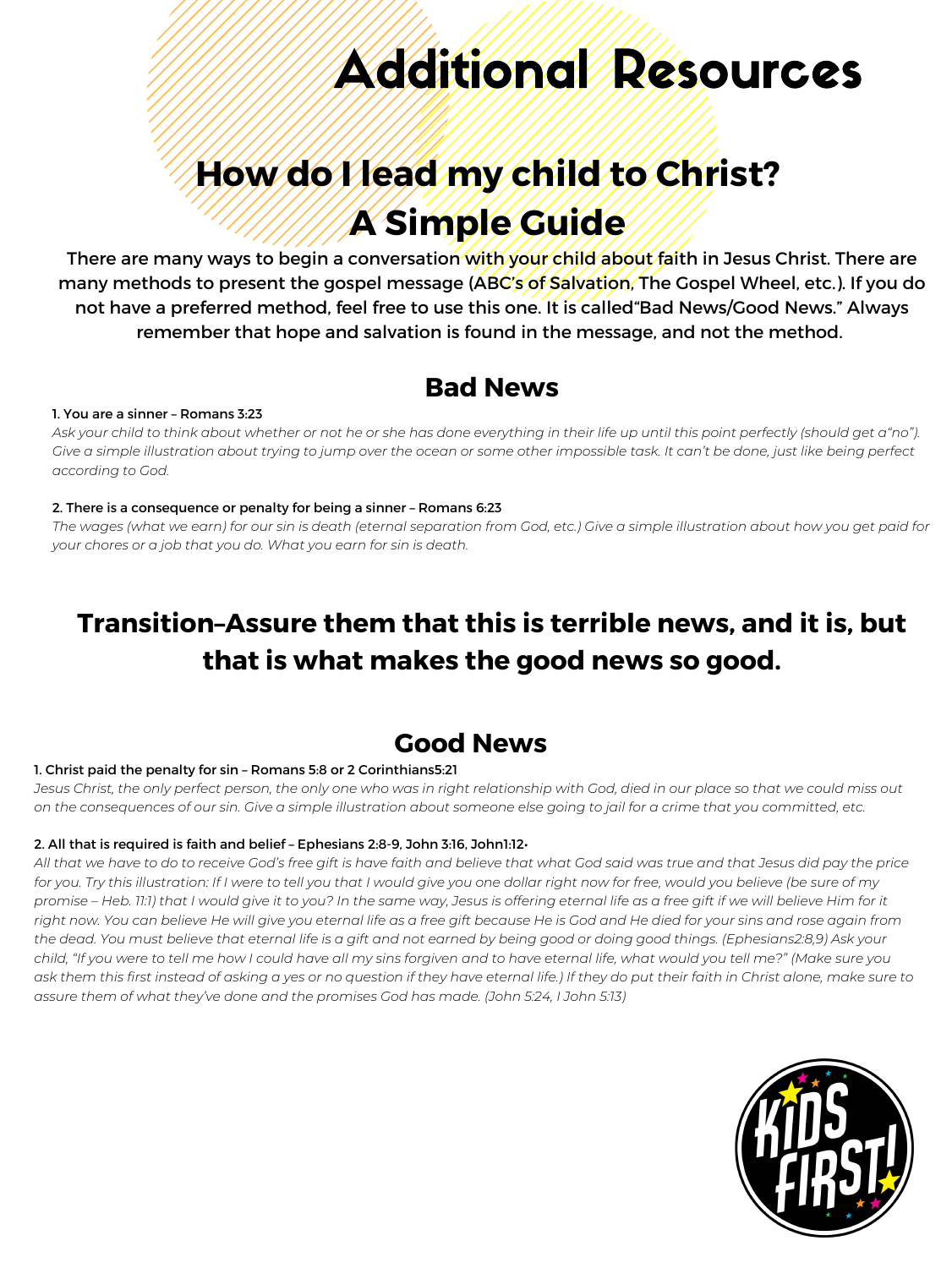# Additional Resources

## How do I lead my child to Christ? A Simple Guide

There are many ways to begin a conversation with your child about faith in Jesus Christ. There are many methods to present the gospel message (ABC's of Salvation, The Gospel Wheel, etc.). If you do not have a preferred method, feel free to use this one. It is called"Bad News/Good News." Always remember that hope and salvation is found in the message, and not the method.

## Bad News

**1. You are a sinner – Romans 3:23**

*Ask your child to think about whether or not he or she has done everything in their life up until this point perfectly (should get a"no"). Give a simple illustration about trying to jump over the ocean or some other impossible task. It can't be done, just like being perfect according to God.*

**2. There is a consequence or penalty for being a sinner – Romans 6:23**

*The wages (what we earn) for our sin is death (eternal separation from God, etc.) Give a simple illustration about how you get paid for your chores or a job that you do. What you earn for sin is death.*

## Transition–Assure them that this is terrible news, and it is, but that is what makes the good news so good.

## Good News

**1. Christ paid the penalty for sin – Romans 5:8 or 2 Corinthians5:21**

*Jesus Christ, the only perfect person, the only one who was in right relationship with God, died in our place so that we could miss out on the consequences of our sin. Give a simple illustration about someone else going to jail for a crime that you committed, etc.*

**2. All that is required is faith and belief – Ephesians 2:8-9, John 3:16, John1:12•**

*All that we have to do to receive God's free gift is have faith and believe that what God said was true and that Jesus did pay the price for you. Try this illustration: If I were to tell you that I would give you one dollar right now for free, would you believe (be sure of my promise – Heb. 11:1) that I would give it to you? In the same way, Jesus is offering eternal life as a free gift if we will believe Him for it right now. You can believe He will give you eternal life as a free gift because He is God and He died for your sins and rose again from the dead. You must believe that eternal life is a gift and not earned by being good or doing good things. (Ephesians2:8,9) Ask your child, "If you were to tell me how I could have all my sins forgiven and to have eternal life, what would you tell me?" (Make sure you ask them this first instead of asking a yes or no question if they have eternal life.) If they do put their faith in Christ alone, make sure to assure them of what they've done and the promises God has made. (John 5:24, I John 5:13)*

KIDS FIRST!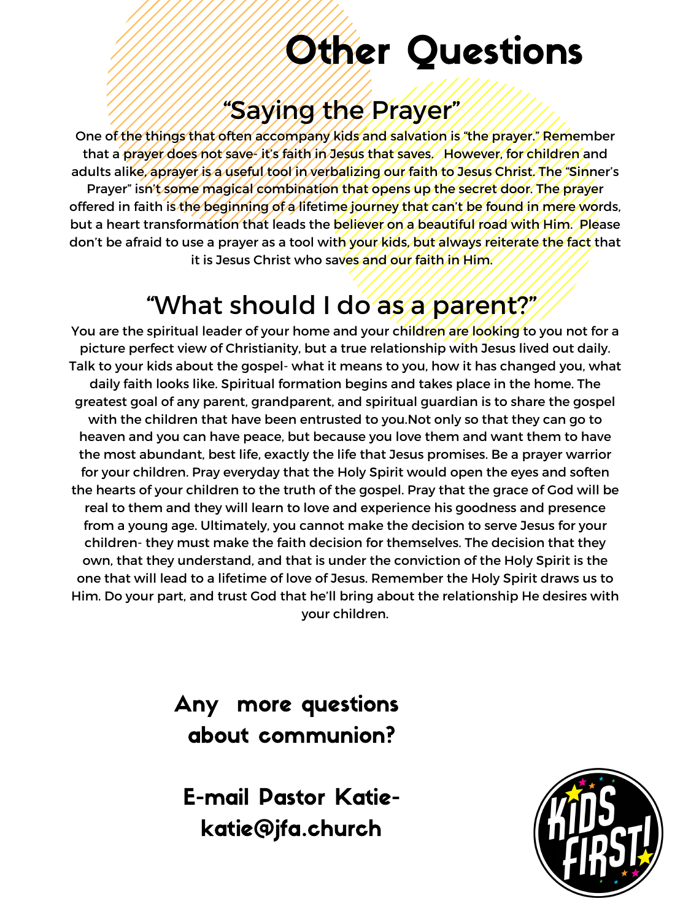# Other Questions

## "Saying the Prayer"

One of the things that often accompany kids and salvation is "the prayer." Remember that a prayer does not save- it's faith in Jesus that saves. However, for children and adults alike, aprayer is a useful tool in verbalizing our faith to Jesus Christ. The "Sinner's Prayer" isn't some magical combination that opens up the secret door. The prayer offered in faith is the beginning of a lifetime journey that can't be found in mere words, but a heart transformation that leads the believer on a beautiful road with Him. Please don't be afraid to use a prayer as a tool with your kids, but always reiterate the fact that it is Jesus Christ who saves and our faith in Him.

## "What should I do as a parent?"

You are the spiritual leader of your home and your children are looking to you not for a picture perfect view of Christianity, but a true relationship with Jesus lived out daily. Talk to your kids about the gospel- what it means to you, how it has changed you, what daily faith looks like. Spiritual formation begins and takes place in the home. The greatest goal of any parent, grandparent, and spiritual guardian is to share the gospel with the children that have been entrusted to you.Not only so that they can go to heaven and you can have peace, but because you love them and want them to have the most abundant, best life, exactly the life that Jesus promises. Be a prayer warrior for your children. Pray everyday that the Holy Spirit would open the eyes and soften the hearts of your children to the truth of the gospel. Pray that the grace of God will be real to them and they will learn to love and experience his goodness and presence from a young age. Ultimately, you cannot make the decision to serve Jesus for your children- they must make the faith decision for themselves. The decision that they own, that they understand, and that is under the conviction of the Holy Spirit is the one that will lead to a lifetime of love of Jesus. Remember the Holy Spirit draws us to Him. Do your part, and trust God that he'll bring about the relationship He desires with your children.

**Any more questions about communion?**

**E-mail Pastor Katie- katie@jfa.church**

KIDS FIRST!